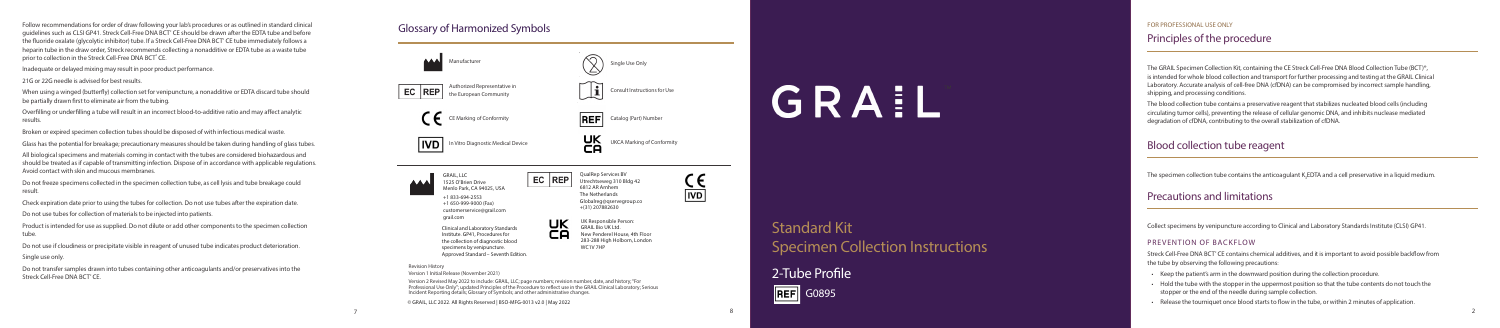Follow recommendations for order of draw following your lab's procedures or as outlined in standard clinical guidelines such as CLSI GP41. Streck Cell-Free DNA BCT® CE should be drawn after the EDTA tube and before the fluoride oxalate (glycolytic inhibitor) tube. If a Streck Cell-Free DNA BCT® CE tube immediately follows a heparin tube in the draw order, Streck recommends collecting a nonadditive or EDTA tube as a waste tube prior to collection in the Streck Cell-Free DNA BCT® CE.

Inadequate or delayed mixing may result in poor product performance.

21G or 22G needle is advised for best results.

When using a winged (butterfly) collection set for venipuncture, a nonadditive or EDTA discard tube should be partially drawn first to eliminate air from the tubing.

Overfilling or underfilling a tube will result in an incorrect blood-to-additive ratio and may affect analytic results.

Broken or expired specimen collection tubes should be disposed of with infectious medical waste.

Glass has the potential for breakage; precautionary measures should be taken during handling of glass tubes.

All biological specimens and materials coming in contact with the tubes are considered biohazardous and should be treated as if capable of transmitting infection. Dispose of in accordance with applicable regulations. Avoid contact with skin and mucous membranes.

Do not freeze specimens collected in the specimen collection tube, as cell lysis and tube breakage could result.

Check expiration date prior to using the tubes for collection. Do not use tubes after the expiration date.

Do not use tubes for collection of materials to be injected into patients.

Product is intended for use as supplied. Do not dilute or add other components to the specimen collection tube.

Do not use if cloudiness or precipitate visible in reagent of unused tube indicates product deterioration.

Single use only.

Do not transfer samples drawn into tubes containing other anticoagulants and/or preservatives into the Streck Cell-Free DNA BCT® CE.

## Glossary of Harmonized Symbols

| | | | |
|---|---|---|---|
| Manufacturer | Single Use Only | | |
| EC REP | Authorized Representative in the European Community | | Consult Instructions for Use |
| CE | CE Marking of Conformity | REF | Catalog (Part) Number |
| IVD | In Vitro Diagnostic Medical Device | UK CA | UKCA Marking of Conformity |

GRAIL, LLC
1525 O'Brien Drive
Menlo Park, CA 94025, USA
+1 833-694-2553
+1 650-999-9000 (Fax)
customerservice@grail.com
grail.com

EC REP
QualRep Services BV
Utrechtseweg 310 Bldg 42
6812 AR Arnhem
The Netherlands
Globalreg@qservegroup.co
+(31) 207882630

CE IVD

UK CA
UK Responsible Person:
GRAIL Bio UK Ltd
New Penderel House, 4th Floor
283-288 High Holborn, London
WC1V 7HP

Clinical and Laboratory Standards Institute. GP41. Procedures for the collection of diagnostic blood specimens by venipuncture. Approved Standard – Seventh Edition.

Revision History

Version 1 Initial Release (November 2021)

Version 2 Revised May 2022 to include: GRAIL, LLC, page numbers, revision number, date, and history, "For Professional Use Only", updated Principles of the Procedure to reflect use in the GRAIL Clinical Laboratory, Serious Incident Reporting details, Glossary of Symbols, and other administrative changes.

© GRAIL, LLC 2022. All Rights Reserved | BSD-MFG-0013 v2.0 | May 2022

# GRAIL

## Standard Kit Specimen Collection Instructions

2-Tube Profile

REF G0895

FOR PROFESSIONAL USE ONLY

## Principles of the procedure

The GRAIL Specimen Collection Kit, containing the CE Streck Cell-Free DNA Blood Collection Tube (BCT)®, is intended for whole blood collection and transport for further processing and testing at the GRAIL Clinical Laboratory. Accurate analysis of cell-free DNA (cfDNA) can be compromised by incorrect sample handling, shipping, and processing conditions.

The blood collection tube contains a preservative reagent that stabilizes nucleated blood cells (including circulating tumor cells), preventing the release of cellular genomic DNA, and inhibits nuclease mediated degradation of cfDNA, contributing to the overall stabilization of cfDNA.

## Blood collection tube reagent

The specimen collection tube contains the anticoagulant $K_3EDTA$ and a cell preservative in a liquid medium.

## Precautions and limitations

Collect specimens by venipuncture according to Clinical and Laboratory Standards Institute (CLSI) GP41.

### PREVENTION OF BACKFLOW

Streck Cell-Free DNA BCT® CE contains chemical additives, and it is important to avoid possible backflow from the tube by observing the following precautions:

- Keep the patient's arm in the downward position during the collection procedure.
- Hold the tube with the stopper in the uppermost position so that the tube contents do not touch the stopper or the end of the needle during sample collection.
- Release the tourniquet once blood starts to flow in the tube, or within 2 minutes of application.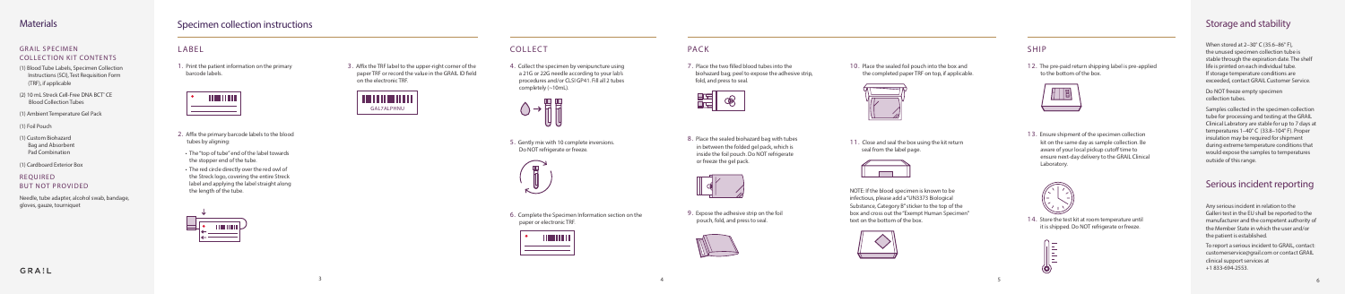## Materials

### GRAIL SPECIMEN COLLECTION KIT CONTENTS

(1) Blood Tube Labels, Specimen Collection Instructions (SCI), Test Requisition Form (TRF), if applicable

(2) 10 mL Streck Cell-Free DNA BCT® CE Blood Collection Tubes

(1) Ambient Temperature Gel Pack

(1) Foil Pouch

(1) Custom Biohazard Bag and Absorbent Pad Combination

(1) Cardboard Exterior Box

### REQUIRED BUT NOT PROVIDED

Needle, tube adapter, alcohol swab, bandage, gloves, gauze, tourniquet

GRAIL

## Specimen collection instructions

### LABEL

1. Print the patient information on the primary barcode labels.

2. Affix the primary barcode labels to the blood tubes by aligning:
   - The "top of tube" end of the label towards the stopper end of the tube.
   - The red circle directly over the red owl of the Streck logo, covering the entire Streck label and applying the label straight along the length of the tube.

3. Affix the TRF label to the upper-right corner of the paper TRF or record the value in the GRAIL ID field on the electronic TRF.

GAL7ALPHNU

### COLLECT

4. Collect the specimen by venipuncture using a 21G or 22G needle according to your lab's procedures and/or CLSI GP41. Fill all 2 tubes completely (~10mL).

5. Gently mix with 10 complete inversions. Do NOT refrigerate or freeze.

6. Complete the Specimen Information section on the paper or electronic TRF.

### PACK

7. Place the two filled blood tubes into the biohazard bag, peel to expose the adhesive strip, fold, and press to seal.

8. Place the sealed biohazard bag with tubes in between the folded gel pack, which is inside the foil pouch. Do NOT refrigerate or freeze the gel pack.

9. Expose the adhesive strip on the foil pouch, fold, and press to seal.

10. Place the sealed foil pouch into the box and the completed paper TRF on top, if applicable.

11. Close and seal the box using the kit return seal from the label page.

NOTE: If the blood specimen is known to be infectious, please add a "UN3373 Biological Substance, Category B" sticker to the top of the box and cross out the "Exempt Human Specimen" text on the bottom of the box.

### SHIP

12. The pre-paid return shipping label is pre-applied to the bottom of the box.

13. Ensure shipment of the specimen collection kit on the same day as sample collection. Be aware of your local pickup cutoff time to ensure next-day delivery to the GRAIL Clinical Laboratory.

14. Store the test kit at room temperature until it is shipped. Do NOT refrigerate or freeze.

## Storage and stability

When stored at 2–30° C (35.6–86° F), the unused specimen collection tube is stable through the expiration date. The shelf life is printed on each individual tube. If storage temperature conditions are exceeded, contact GRAIL Customer Service.

Do NOT freeze empty specimen collection tubes.

Samples collected in the specimen collection tube for processing and testing at the GRAIL Clinical Laboratory are stable for up to 7 days at temperatures 1–40° C (33.8–104° F). Proper insulation may be required for shipment during extreme temperature conditions that would expose the samples to temperatures outside of this range.

## Serious incident reporting

Any serious incident in relation to the Galleri test in the EU shall be reported to the manufacturer and the competent authority of the Member State in which the user and/or the patient is established.

To report a serious incident to GRAIL, contact: customerservice@grail.com or contact GRAIL clinical support services at +1 833-694-2553.